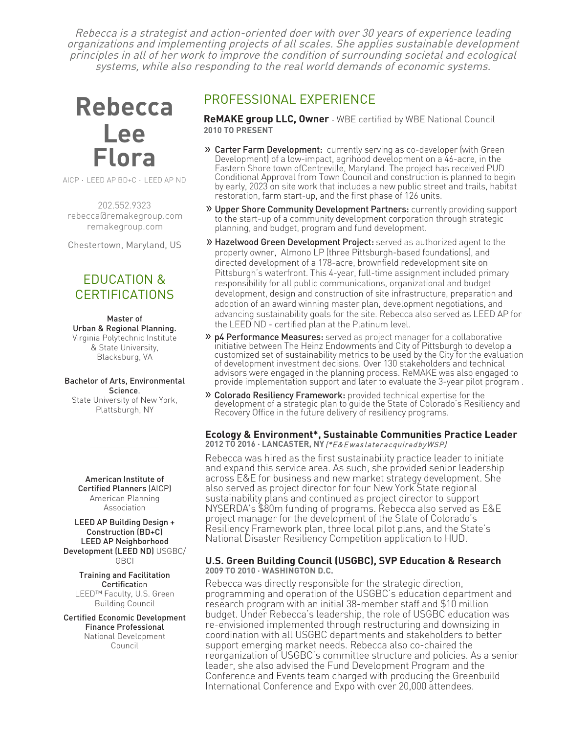*Rebecca is a strategist and action-oriented doer with over 30 years of experience leading organizations and implementing projects of all scales. She applies sustainable development principles in all of her work to improve the condition of surrounding societal and ecological systems, while also responding to the real world demands of economic systems.*

# Rebecca Lee Flora

AICP · LEED AP BD+C · LEED AP ND

202.552.9323
rebecca@remakegroup.com
remakegroup.com

Chestertown, Maryland, US

## EDUCATION & CERTIFICATIONS

**Master of Urban & Regional Planning.**
Virginia Polytechnic Institute & State University, Blacksburg, VA

**Bachelor of Arts, Environmental Science**.
State University of New York, Plattsburgh, NY

**American Institute of Certified Planners** (AICP)
American Planning Association

**LEED AP Building Design + Construction (BD+C)**
**LEED AP Neighborhood Development (LEED ND)** USGBC/GBCI

**Training and Facilitation Certification**
LEED™ Faculty, U.S. Green Building Council

**Certified Economic Development Finance Professional**
National Development Council

## PROFESSIONAL EXPERIENCE

**ReMAKE group LLC, Owner** - WBE certified by WBE National Council
**2010 TO PRESENT**

- **Carter Farm Development:** currently serving as co-developer (with Green Development) of a low-impact, agrihood development on a 46-acre, in the Eastern Shore town ofCentreville, Maryland. The project has received PUD Conditional Approval from Town Council and construction is planned to begin by early, 2023 on site work that includes a new public street and trails, habitat restoration, farm start-up, and the first phase of 126 units.
- **Upper Shore Community Development Partners:** currently providing support to the start-up of a community development corporation through strategic planning, and budget, program and fund development.
- **Hazelwood Green Development Project:** served as authorized agent to the property owner, Almono LP (three Pittsburgh-based foundations), and directed development of a 178-acre, brownfield redevelopment site on Pittsburgh's waterfront. This 4-year, full-time assignment included primary responsibility for all public communications, organizational and budget development, design and construction of site infrastructure, preparation and adoption of an award winning master plan, development negotiations, and advancing sustainability goals for the site. Rebecca also served as LEED AP for the LEED ND - certified plan at the Platinum level.
- **p4 Performance Measures:** served as project manager for a collaborative initiative between The Heinz Endowments and City of Pittsburgh to develop a customized set of sustainability metrics to be used by the City for the evaluation of development investment decisions. Over 130 stakeholders and technical advisors were engaged in the planning process. ReMAKE was also engaged to provide implementation support and later to evaluate the 3-year pilot program .
- **Colorado Resiliency Framework:** provided technical expertise for the development of a strategic plan to guide the State of Colorado's Resiliency and Recovery Office in the future delivery of resiliency programs.

**Ecology & Environment\*, Sustainable Communities Practice Leader**
**2012 TO 2016 · LANCASTER, NY** *(\*E&E was later acquired by WSP)*

Rebecca was hired as the first sustainability practice leader to initiate and expand this service area. As such, she provided senior leadership across E&E for business and new market strategy development. She also served as project director for four New York State regional sustainability plans and continued as project director to support NYSERDA's $80m funding of programs. Rebecca also served as E&E project manager for the development of the State of Colorado's Resiliency Framework plan, three local pilot plans, and the State's National Disaster Resiliency Competition application to HUD.

**U.S. Green Building Council (USGBC), SVP Education & Research**
**2009 TO 2010 · WASHINGTON D.C.**

Rebecca was directly responsible for the strategic direction, programming and operation of the USGBC's education department and research program with an initial 38-member staff and $10 million budget. Under Rebecca's leadership, the role of USGBC education was re-envisioned implemented through restructuring and downsizing in coordination with all USGBC departments and stakeholders to better support emerging market needs. Rebecca also co-chaired the reorganization of USGBC's committee structure and policies. As a senior leader, she also advised the Fund Development Program and the Conference and Events team charged with producing the Greenbuild International Conference and Expo with over 20,000 attendees.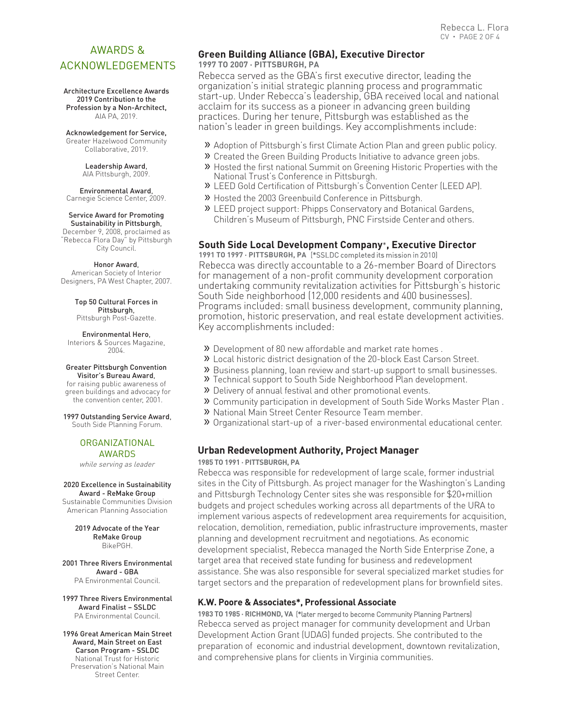## AWARDS & ACKNOWLEDGEMENTS

**Architecture Excellence Awards 2019 Contribution to the Profession by a Non-Architect,**
AIA PA, 2019.

**Acknowledgement for Service,**
Greater Hazelwood Community Collaborative, 2019.

**Leadership Award,**
AIA Pittsburgh, 2009.

**Environmental Award,**
Carnegie Science Center, 2009.

**Service Award for Promoting Sustainability in Pittsburgh,**
December 9, 2008, proclaimed as "Rebecca Flora Day" by Pittsburgh City Council.

**Honor Award,**
American Society of Interior Designers, PA West Chapter, 2007.

**Top 50 Cultural Forces in Pittsburgh,**
Pittsburgh Post-Gazette.

**Environmental Hero,**
Interiors & Sources Magazine, 2004.

**Greater Pittsburgh Convention Visitor's Bureau Award,**
for raising public awareness of green buildings and advocacy for the convention center, 2001.

**1997 Outstanding Service Award,**
South Side Planning Forum.

### ORGANIZATIONAL AWARDS

*while serving as leader*

**2020 Excellence in Sustainability Award - ReMake Group**
Sustainable Communities Division American Planning Association

**2019 Advocate of the Year ReMake Group**
BikePGH.

**2001 Three Rivers Environmental Award - GBA**
PA Environmental Council.

**1997 Three Rivers Environmental Award Finalist – SSLDC**
PA Environmental Council.

**1996 Great American Main Street Award, Main Street on East Carson Program - SSLDC**
National Trust for Historic Preservation's National Main Street Center.

### Green Building Alliance (GBA), Executive Director

**1997 TO 2007 · PITTSBURGH, PA**

Rebecca served as the GBA's first executive director, leading the organization's initial strategic planning process and programmatic start-up. Under Rebecca's leadership, GBA received local and national acclaim for its success as a pioneer in advancing green building practices. During her tenure, Pittsburgh was established as the nation's leader in green buildings. Key accomplishments include:

- Adoption of Pittsburgh's first Climate Action Plan and green public policy.
- Created the Green Building Products Initiative to advance green jobs.
- Hosted the first national Summit on Greening Historic Properties with the National Trust's Conference in Pittsburgh.
- LEED Gold Certification of Pittsburgh's Convention Center (LEED AP).
- Hosted the 2003 Greenbuild Conference in Pittsburgh.
- LEED project support: Phipps Conservatory and Botanical Gardens, Children's Museum of Pittsburgh, PNC Firstside Center and others.

### South Side Local Development Company*, Executive Director

**1991 TO 1997 · PITTSBURGH, PA** (*SSLDC completed its mission in 2010)

Rebecca was directly accountable to a 26-member Board of Directors for management of a non-profit community development corporation undertaking community revitalization activities for Pittsburgh's historic South Side neighborhood (12,000 residents and 400 businesses). Programs included: small business development, community planning, promotion, historic preservation, and real estate development activities. Key accomplishments included:

- Development of 80 new affordable and market rate homes .
- Local historic district designation of the 20-block East Carson Street.
- Business planning, loan review and start-up support to small businesses.
- Technical support to South Side Neighborhood Plan development.
- Delivery of annual festival and other promotional events.
- Community participation in development of South Side Works Master Plan .
- National Main Street Center Resource Team member.
- Organizational start-up of a river-based environmental educational center.

### Urban Redevelopment Authority, Project Manager

**1985 TO 1991 · PITTSBURGH, PA**

Rebecca was responsible for redevelopment of large scale, former industrial sites in the City of Pittsburgh. As project manager for the Washington's Landing and Pittsburgh Technology Center sites she was responsible for $20+million budgets and project schedules working across all departments of the URA to implement various aspects of redevelopment area requirements for acquisition, relocation, demolition, remediation, public infrastructure improvements, master planning and development recruitment and negotiations. As economic development specialist, Rebecca managed the North Side Enterprise Zone, a target area that received state funding for business and redevelopment assistance. She was also responsible for several specialized market studies for target sectors and the preparation of redevelopment plans for brownfield sites.

### K.W. Poore & Associates*, Professional Associate

**1983 TO 1985 · RICHMOND, VA** (*later merged to become Community Planning Partners)

Rebecca served as project manager for community development and Urban Development Action Grant (UDAG) funded projects. She contributed to the preparation of economic and industrial development, downtown revitalization, and comprehensive plans for clients in Virginia communities.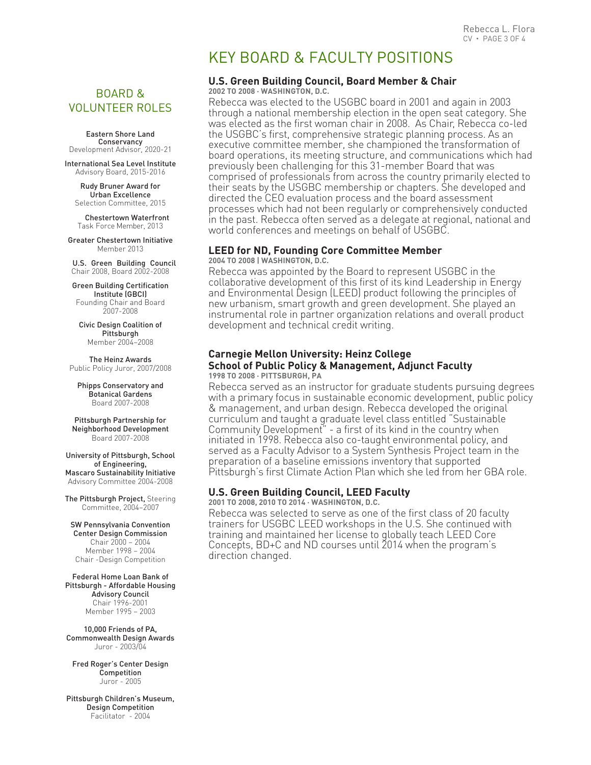# KEY BOARD & FACULTY POSITIONS

### U.S. Green Building Council, Board Member & Chair

**2002 TO 2008 · WASHINGTON, D.C.**

Rebecca was elected to the USGBC board in 2001 and again in 2003 through a national membership election in the open seat category. She was elected as the first woman chair in 2008. As Chair, Rebecca co-led the USGBC's first, comprehensive strategic planning process. As an executive committee member, she championed the transformation of board operations, its meeting structure, and communications which had previously been challenging for this 31-member Board that was comprised of professionals from across the country primarily elected to their seats by the USGBC membership or chapters. She developed and directed the CEO evaluation process and the board assessment processes which had not been regularly or comprehensively conducted in the past. Rebecca often served as a delegate at regional, national and world conferences and meetings on behalf of USGBC.

### LEED for ND, Founding Core Committee Member

**2004 TO 2008 | WASHINGTON, D.C.**

Rebecca was appointed by the Board to represent USGBC in the collaborative development of this first of its kind Leadership in Energy and Environmental Design (LEED) product following the principles of new urbanism, smart growth and green development. She played an instrumental role in partner organization relations and overall product development and technical credit writing.

### Carnegie Mellon University: Heinz College School of Public Policy & Management, Adjunct Faculty

**1998 TO 2008 · PITTSBURGH, PA**

Rebecca served as an instructor for graduate students pursuing degrees with a primary focus in sustainable economic development, public policy & management, and urban design. Rebecca developed the original curriculum and taught a graduate level class entitled "Sustainable Community Development" - a first of its kind in the country when initiated in 1998. Rebecca also co-taught environmental policy, and served as a Faculty Advisor to a System Synthesis Project team in the preparation of a baseline emissions inventory that supported Pittsburgh's first Climate Action Plan which she led from her GBA role.

### U.S. Green Building Council, LEED Faculty

**2001 TO 2008, 2010 TO 2014 · WASHINGTON, D.C.**

Rebecca was selected to serve as one of the first class of 20 faculty trainers for USGBC LEED workshops in the U.S. She continued with training and maintained her license to globally teach LEED Core Concepts, BD+C and ND courses until 2014 when the program's direction changed.

## BOARD & VOLUNTEER ROLES

**Eastern Shore Land Conservancy**
Development Advisor, 2020-21

**International Sea Level Institute**
Advisory Board, 2015-2016

**Rudy Bruner Award for Urban Excellence**
Selection Committee, 2015

**Chestertown Waterfront**
Task Force Member, 2013

**Greater Chestertown Initiative**
Member 2013

**U.S. Green Building Council**
Chair 2008, Board 2002-2008

**Green Building Certification Institute (GBCI)**
Founding Chair and Board 2007-2008

**Civic Design Coalition of Pittsburgh**
Member 2004–2008

**The Heinz Awards**
Public Policy Juror, 2007/2008

**Phipps Conservatory and Botanical Gardens**
Board 2007-2008

**Pittsburgh Partnership for Neighborhood Development**
Board 2007-2008

**University of Pittsburgh, School of Engineering, Mascaro Sustainability Initiative**
Advisory Committee 2004-2008

**The Pittsburgh Project,** Steering Committee, 2004–2007

**SW Pennsylvania Convention Center Design Commission**
Chair 2000 – 2004
Member 1998 – 2004
Chair -Design Competition

**Federal Home Loan Bank of Pittsburgh - Affordable Housing Advisory Council**
Chair 1996-2001
Member 1995 – 2003

**10,000 Friends of PA, Commonwealth Design Awards**
Juror - 2003/04

**Fred Roger's Center Design Competition**
Juror - 2005

**Pittsburgh Children's Museum, Design Competition**
Facilitator - 2004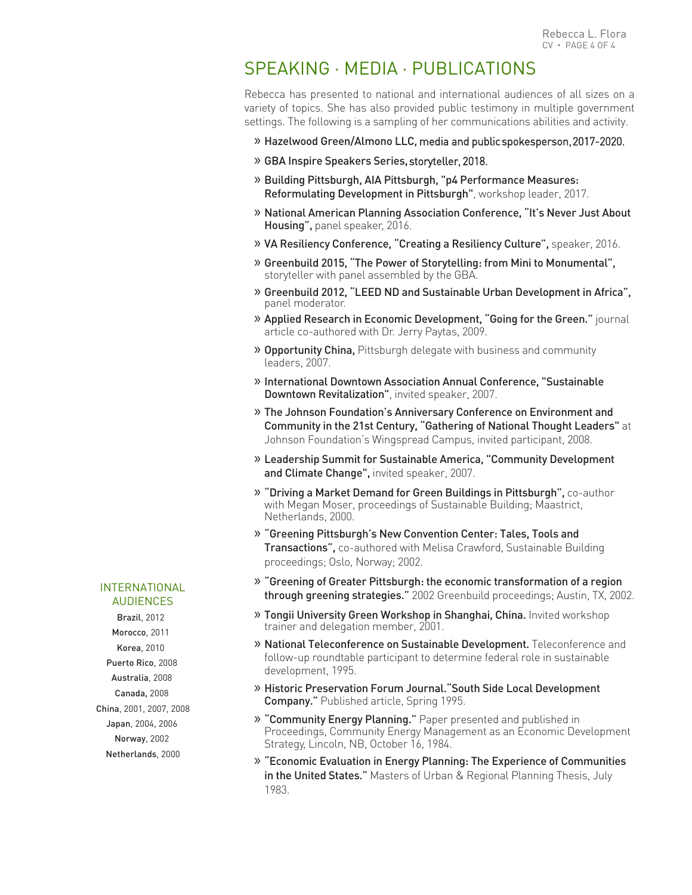# SPEAKING · MEDIA · PUBLICATIONS

Rebecca has presented to national and international audiences of all sizes on a variety of topics. She has also provided public testimony in multiple government settings. The following is a sampling of her communications abilities and activity.

- **Hazelwood Green/Almono LLC,** media and public spokesperson, 2017-2020.
- **GBA Inspire Speakers Series,** storyteller, 2018.
- **Building Pittsburgh, AIA Pittsburgh, "p4 Performance Measures: Reformulating Development in Pittsburgh"**, workshop leader, 2017.
- **National American Planning Association Conference, "It's Never Just About Housing",** panel speaker, 2016.
- **VA Resiliency Conference, "Creating a Resiliency Culture",** speaker, 2016.
- **Greenbuild 2015, "The Power of Storytelling: from Mini to Monumental",** storyteller with panel assembled by the GBA.
- **Greenbuild 2012, "LEED ND and Sustainable Urban Development in Africa",** panel moderator.
- **Applied Research in Economic Development, "Going for the Green."** journal article co-authored with Dr. Jerry Paytas, 2009.
- **Opportunity China,** Pittsburgh delegate with business and community leaders, 2007.
- **International Downtown Association Annual Conference, "Sustainable Downtown Revitalization"**, invited speaker, 2007.
- **The Johnson Foundation's Anniversary Conference on Environment and Community in the 21st Century, "Gathering of National Thought Leaders"** at Johnson Foundation's Wingspread Campus, invited participant, 2008.
- **Leadership Summit for Sustainable America, "Community Development and Climate Change",** invited speaker, 2007.
- **"Driving a Market Demand for Green Buildings in Pittsburgh",** co-author with Megan Moser, proceedings of Sustainable Building; Maastrict, Netherlands, 2000.
- **"Greening Pittsburgh's New Convention Center: Tales, Tools and Transactions",** co-authored with Melisa Crawford, Sustainable Building proceedings; Oslo, Norway; 2002.
- **"Greening of Greater Pittsburgh: the economic transformation of a region through greening strategies."** 2002 Greenbuild proceedings; Austin, TX, 2002.
- **Tongii University Green Workshop in Shanghai, China.** Invited workshop trainer and delegation member, 2001.
- **National Teleconference on Sustainable Development.** Teleconference and follow-up roundtable participant to determine federal role in sustainable development, 1995.
- **Historic Preservation Forum Journal."South Side Local Development Company."** Published article, Spring 1995.
- **"Community Energy Planning."** Paper presented and published in Proceedings, Community Energy Management as an Economic Development Strategy, Lincoln, NB, October 16, 1984.
- **"Economic Evaluation in Energy Planning: The Experience of Communities in the United States."** Masters of Urban & Regional Planning Thesis, July 1983.

## INTERNATIONAL AUDIENCES

**Brazil**, 2012
**Morocco**, 2011
**Korea**, 2010
**Puerto Rico**, 2008
**Australia**, 2008
**Canada**, 2008
**China**, 2001, 2007, 2008
**Japan**, 2004, 2006
**Norway**, 2002
**Netherlands**, 2000